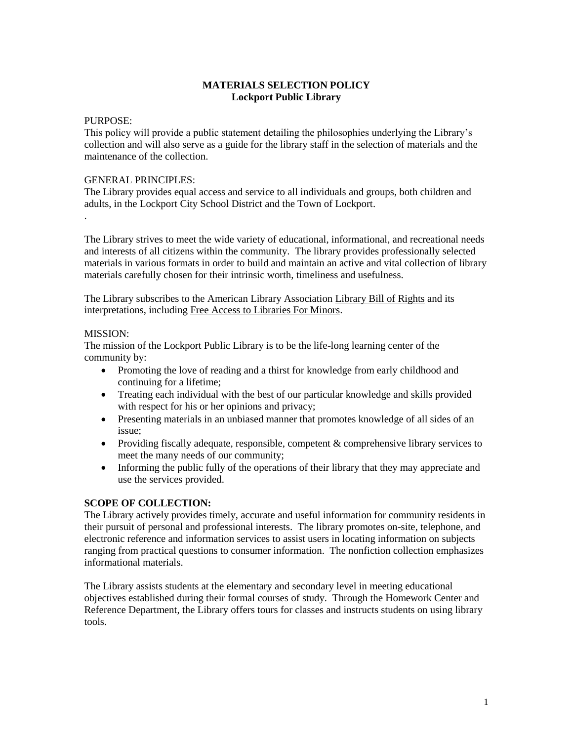# MATERIALS SELECTION POLICY
## Lockport Public Library

PURPOSE:
This policy will provide a public statement detailing the philosophies underlying the Library's collection and will also serve as a guide for the library staff in the selection of materials and the maintenance of the collection.

GENERAL PRINCIPLES:
The Library provides equal access and service to all individuals and groups, both children and adults, in the Lockport City School District and the Town of Lockport.
.

The Library strives to meet the wide variety of educational, informational, and recreational needs and interests of all citizens within the community. The library provides professionally selected materials in various formats in order to build and maintain an active and vital collection of library materials carefully chosen for their intrinsic worth, timeliness and usefulness.

The Library subscribes to the American Library Association Library Bill of Rights and its interpretations, including Free Access to Libraries For Minors.

MISSION:
The mission of the Lockport Public Library is to be the life-long learning center of the community by:

- Promoting the love of reading and a thirst for knowledge from early childhood and continuing for a lifetime;
- Treating each individual with the best of our particular knowledge and skills provided with respect for his or her opinions and privacy;
- Presenting materials in an unbiased manner that promotes knowledge of all sides of an issue;
- Providing fiscally adequate, responsible, competent & comprehensive library services to meet the many needs of our community;
- Informing the public fully of the operations of their library that they may appreciate and use the services provided.

**SCOPE OF COLLECTION:**
The Library actively provides timely, accurate and useful information for community residents in their pursuit of personal and professional interests. The library promotes on-site, telephone, and electronic reference and information services to assist users in locating information on subjects ranging from practical questions to consumer information. The nonfiction collection emphasizes informational materials.

The Library assists students at the elementary and secondary level in meeting educational objectives established during their formal courses of study. Through the Homework Center and Reference Department, the Library offers tours for classes and instructs students on using library tools.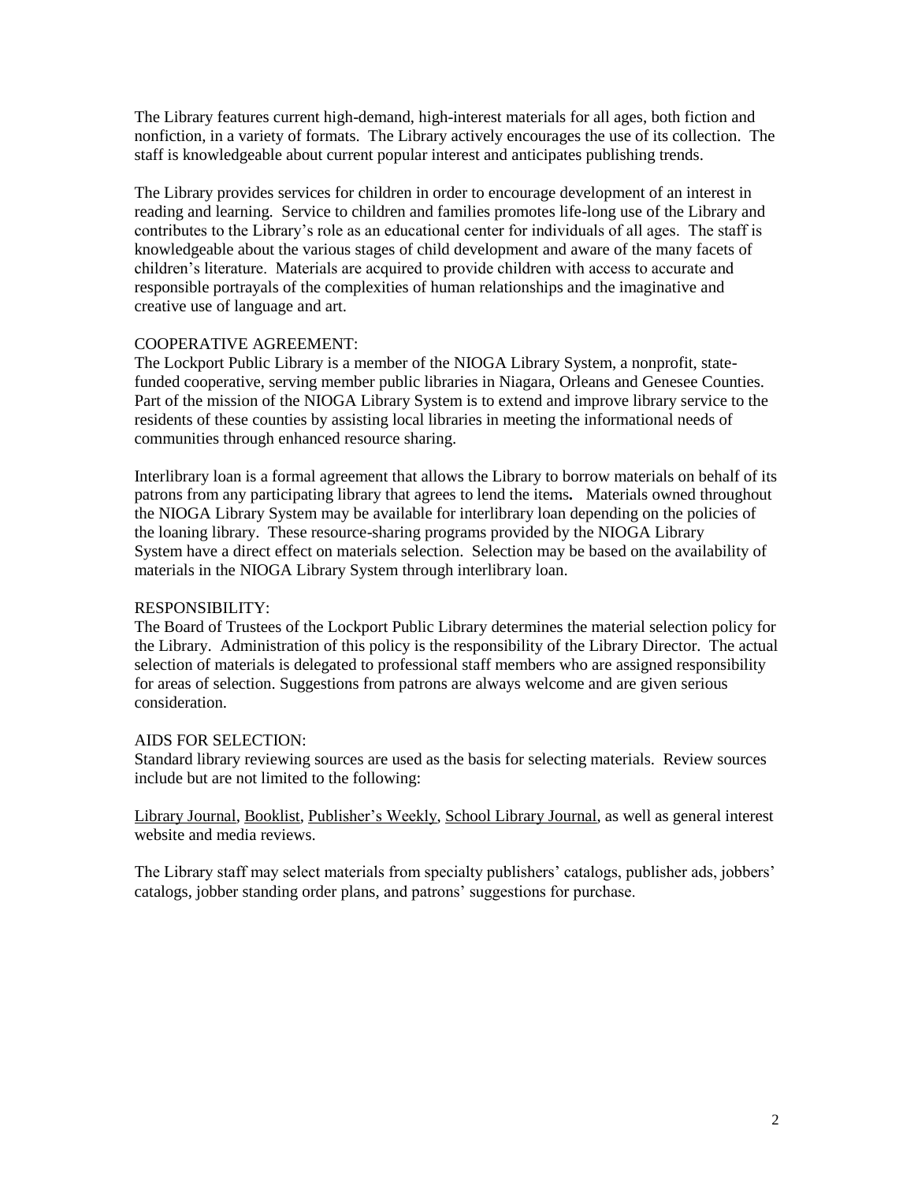The Library features current high-demand, high-interest materials for all ages, both fiction and nonfiction, in a variety of formats. The Library actively encourages the use of its collection. The staff is knowledgeable about current popular interest and anticipates publishing trends.

The Library provides services for children in order to encourage development of an interest in reading and learning. Service to children and families promotes life-long use of the Library and contributes to the Library's role as an educational center for individuals of all ages. The staff is knowledgeable about the various stages of child development and aware of the many facets of children's literature. Materials are acquired to provide children with access to accurate and responsible portrayals of the complexities of human relationships and the imaginative and creative use of language and art.

COOPERATIVE AGREEMENT:

The Lockport Public Library is a member of the NIOGA Library System, a nonprofit, state-funded cooperative, serving member public libraries in Niagara, Orleans and Genesee Counties. Part of the mission of the NIOGA Library System is to extend and improve library service to the residents of these counties by assisting local libraries in meeting the informational needs of communities through enhanced resource sharing.

Interlibrary loan is a formal agreement that allows the Library to borrow materials on behalf of its patrons from any participating library that agrees to lend the items**.** Materials owned throughout the NIOGA Library System may be available for interlibrary loan depending on the policies of the loaning library. These resource-sharing programs provided by the NIOGA Library System have a direct effect on materials selection. Selection may be based on the availability of materials in the NIOGA Library System through interlibrary loan.

RESPONSIBILITY:

The Board of Trustees of the Lockport Public Library determines the material selection policy for the Library. Administration of this policy is the responsibility of the Library Director. The actual selection of materials is delegated to professional staff members who are assigned responsibility for areas of selection. Suggestions from patrons are always welcome and are given serious consideration.

AIDS FOR SELECTION:

Standard library reviewing sources are used as the basis for selecting materials. Review sources include but are not limited to the following:

Library Journal, Booklist, Publisher's Weekly, School Library Journal, as well as general interest website and media reviews.

The Library staff may select materials from specialty publishers' catalogs, publisher ads, jobbers' catalogs, jobber standing order plans, and patrons' suggestions for purchase.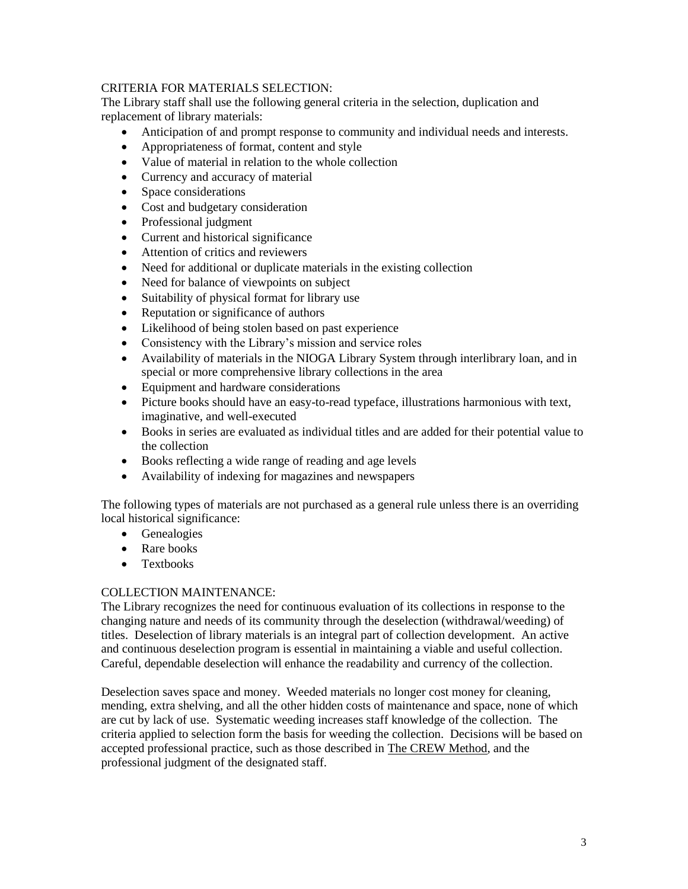## CRITERIA FOR MATERIALS SELECTION:

The Library staff shall use the following general criteria in the selection, duplication and replacement of library materials:

- Anticipation of and prompt response to community and individual needs and interests.
- Appropriateness of format, content and style
- Value of material in relation to the whole collection
- Currency and accuracy of material
- Space considerations
- Cost and budgetary consideration
- Professional judgment
- Current and historical significance
- Attention of critics and reviewers
- Need for additional or duplicate materials in the existing collection
- Need for balance of viewpoints on subject
- Suitability of physical format for library use
- Reputation or significance of authors
- Likelihood of being stolen based on past experience
- Consistency with the Library's mission and service roles
- Availability of materials in the NIOGA Library System through interlibrary loan, and in special or more comprehensive library collections in the area
- Equipment and hardware considerations
- Picture books should have an easy-to-read typeface, illustrations harmonious with text, imaginative, and well-executed
- Books in series are evaluated as individual titles and are added for their potential value to the collection
- Books reflecting a wide range of reading and age levels
- Availability of indexing for magazines and newspapers

The following types of materials are not purchased as a general rule unless there is an overriding local historical significance:

- Genealogies
- Rare books
- Textbooks

## COLLECTION MAINTENANCE:

The Library recognizes the need for continuous evaluation of its collections in response to the changing nature and needs of its community through the deselection (withdrawal/weeding) of titles. Deselection of library materials is an integral part of collection development. An active and continuous deselection program is essential in maintaining a viable and useful collection. Careful, dependable deselection will enhance the readability and currency of the collection.

Deselection saves space and money. Weeded materials no longer cost money for cleaning, mending, extra shelving, and all the other hidden costs of maintenance and space, none of which are cut by lack of use. Systematic weeding increases staff knowledge of the collection. The criteria applied to selection form the basis for weeding the collection. Decisions will be based on accepted professional practice, such as those described in The CREW Method, and the professional judgment of the designated staff.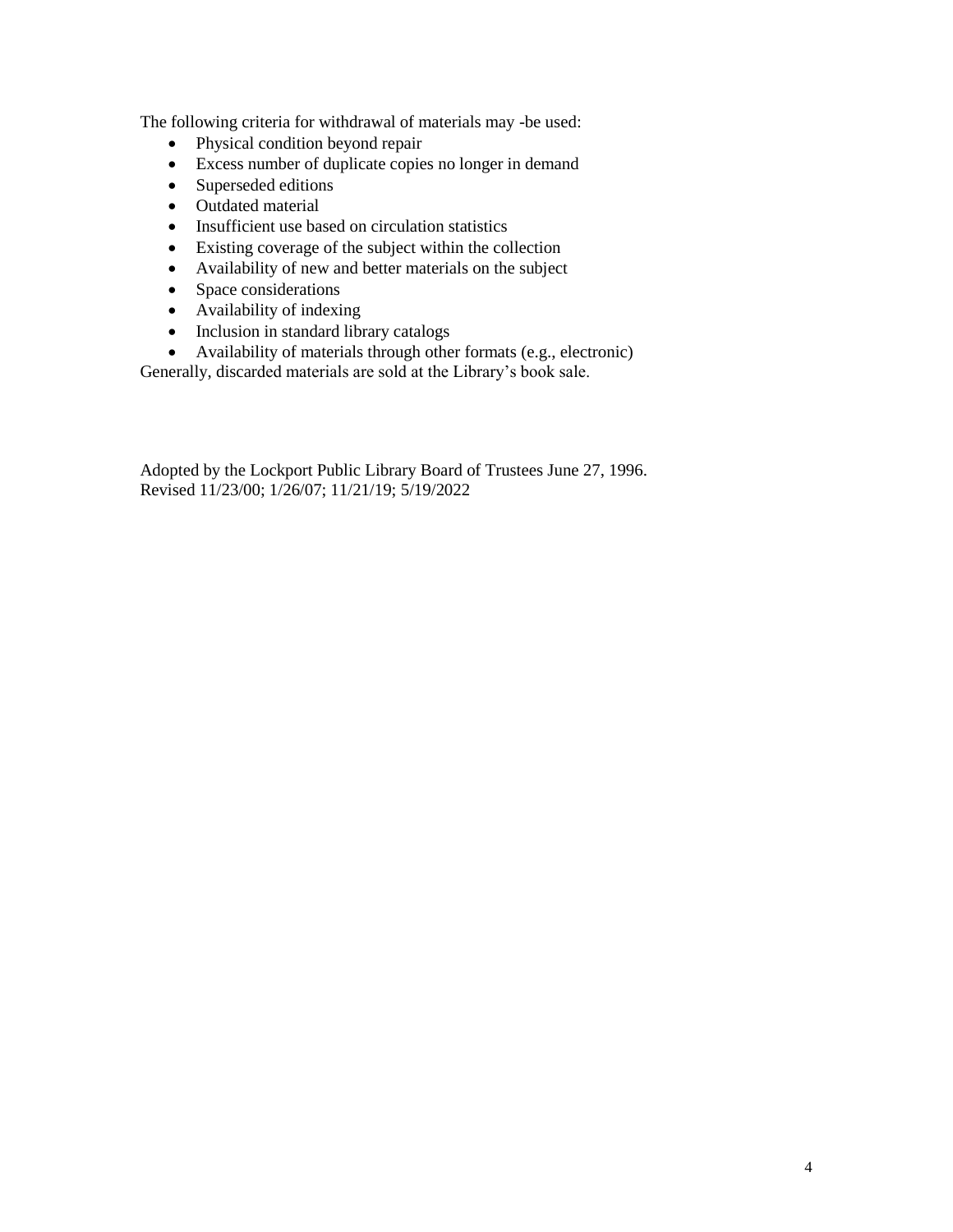The following criteria for withdrawal of materials may -be used:

- Physical condition beyond repair
- Excess number of duplicate copies no longer in demand
- Superseded editions
- Outdated material
- Insufficient use based on circulation statistics
- Existing coverage of the subject within the collection
- Availability of new and better materials on the subject
- Space considerations
- Availability of indexing
- Inclusion in standard library catalogs
- Availability of materials through other formats (e.g., electronic)

Generally, discarded materials are sold at the Library's book sale.

Adopted by the Lockport Public Library Board of Trustees June 27, 1996.
Revised 11/23/00; 1/26/07; 11/21/19; 5/19/2022